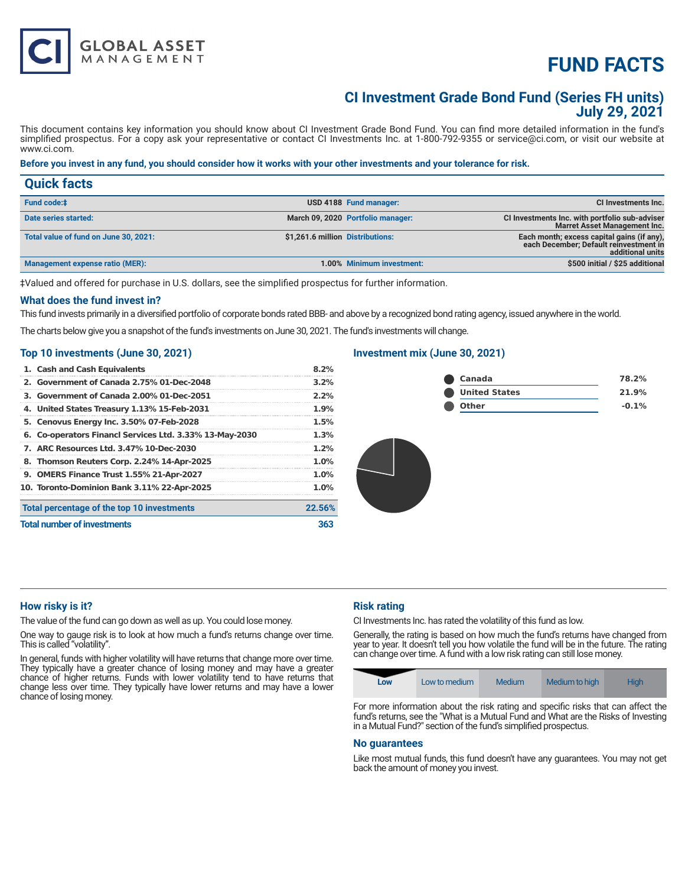# FUND FACTS

## CI Investment Grade Bond Fund (Series FH units)
## July 29, 2021

This document contains key information you should know about CI Investment Grade Bond Fund. You can find more detailed information in the fund's simplified prospectus. For a copy ask your representative or contact CI Investments Inc. at 1-800-792-9355 or service@ci.com, or visit our website at www.ci.com.

**Before you invest in any fund, you should consider how it works with your other investments and your tolerance for risk.**

## Quick facts

| | | | |
|---|---|---|---|
| **Fund code:‡** | USD 4188 | **Fund manager:** | CI Investments Inc. |
| **Date series started:** | March 09, 2020 | **Portfolio manager:** | CI Investments Inc. with portfolio sub-adviser Marret Asset Management Inc. |
| **Total value of fund on June 30, 2021:** | $1,261.6 million | **Distributions:** | Each month; excess capital gains (if any), each December; Default reinvestment in additional units |
| **Management expense ratio (MER):** | 1.00% | **Minimum investment:** | $500 initial / $25 additional |

‡Valued and offered for purchase in U.S. dollars, see the simplified prospectus for further information.

### What does the fund invest in?

This fund invests primarily in a diversified portfolio of corporate bonds rated BBB- and above by a recognized bond rating agency, issued anywhere in the world.

The charts below give you a snapshot of the fund's investments on June 30, 2021. The fund's investments will change.

### Top 10 investments (June 30, 2021)

| | |
|---|---|
| 1. Cash and Cash Equivalents | 8.2% |
| 2. Government of Canada 2.75% 01-Dec-2048 | 3.2% |
| 3. Government of Canada 2.00% 01-Dec-2051 | 2.2% |
| 4. United States Treasury 1.13% 15-Feb-2031 | 1.9% |
| 5. Cenovus Energy Inc. 3.50% 07-Feb-2028 | 1.5% |
| 6. Co-operators Financl Services Ltd. 3.33% 13-May-2030 | 1.3% |
| 7. ARC Resources Ltd. 3.47% 10-Dec-2030 | 1.2% |
| 8. Thomson Reuters Corp. 2.24% 14-Apr-2025 | 1.0% |
| 9. OMERS Finance Trust 1.55% 21-Apr-2027 | 1.0% |
| 10. Toronto-Dominion Bank 3.11% 22-Apr-2025 | 1.0% |
| **Total percentage of the top 10 investments** | **22.56%** |
| **Total number of investments** | **363** |

### Investment mix (June 30, 2021)

| | |
|---|---|
| Canada | 78.2% |
| United States | 21.9% |
| Other | -0.1% |

### How risky is it?

The value of the fund can go down as well as up. You could lose money.

One way to gauge risk is to look at how much a fund's returns change over time. This is called "volatility".

In general, funds with higher volatility will have returns that change more over time. They typically have a greater chance of losing money and may have a greater chance of higher returns. Funds with lower volatility tend to have returns that change less over time. They typically have lower returns and may have a lower chance of losing money.

### Risk rating

CI Investments Inc. has rated the volatility of this fund as low.

Generally, the rating is based on how much the fund's returns have changed from year to year. It doesn't tell you how volatile the fund will be in the future. The rating can change over time. A fund with a low risk rating can still lose money.

| **Low** | Low to medium | Medium | Medium to high | High |
|---|---|---|---|---|

For more information about the risk rating and specific risks that can affect the fund's returns, see the "What is a Mutual Fund and What are the Risks of Investing in a Mutual Fund?" section of the fund's simplified prospectus.

### No guarantees

Like most mutual funds, this fund doesn't have any guarantees. You may not get back the amount of money you invest.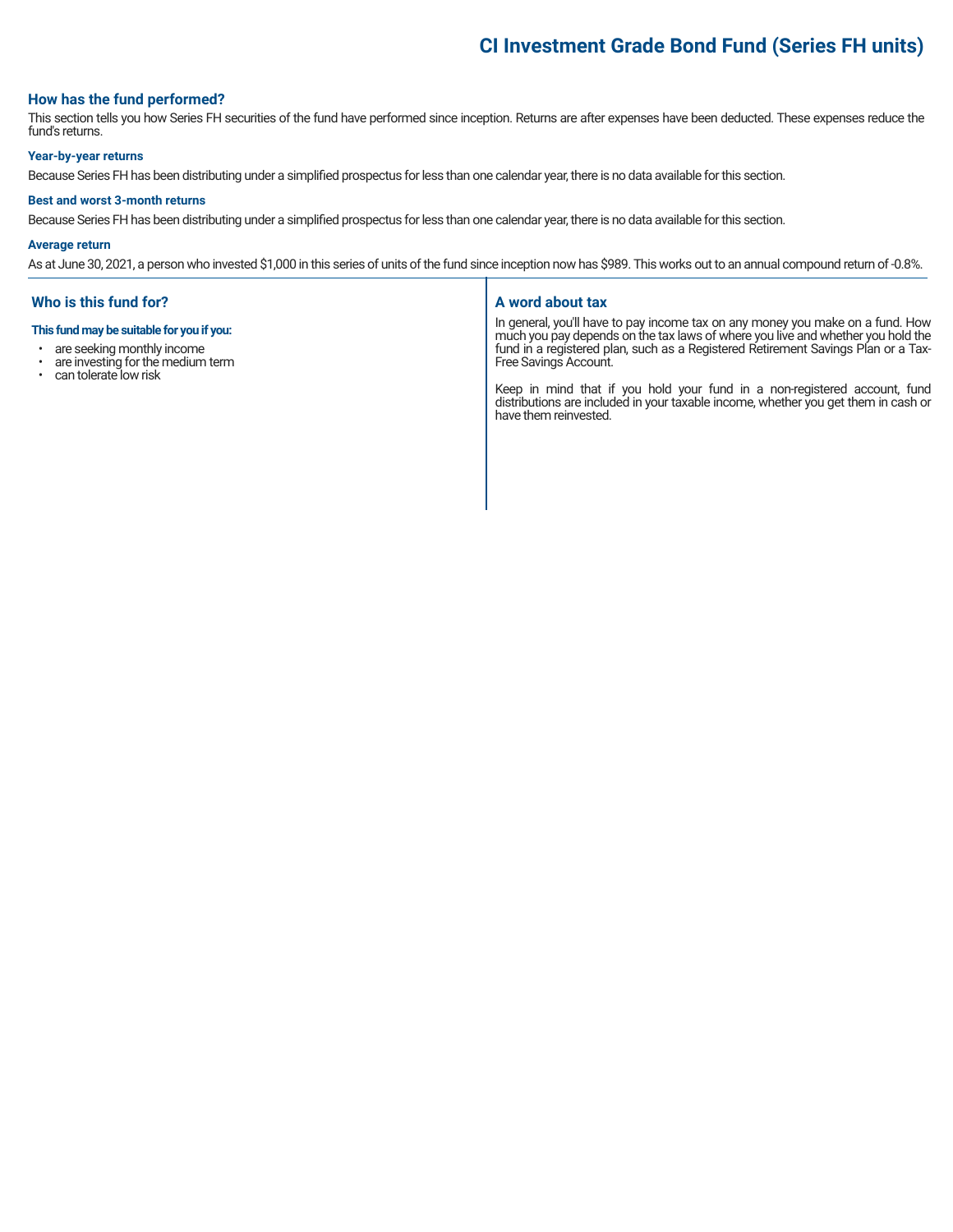# CI Investment Grade Bond Fund (Series FH units)

## How has the fund performed?

This section tells you how Series FH securities of the fund have performed since inception. Returns are after expenses have been deducted. These expenses reduce the fund's returns.

### Year-by-year returns

Because Series FH has been distributing under a simplified prospectus for less than one calendar year, there is no data available for this section.

### Best and worst 3-month returns

Because Series FH has been distributing under a simplified prospectus for less than one calendar year, there is no data available for this section.

### Average return

As at June 30, 2021, a person who invested $1,000 in this series of units of the fund since inception now has $989. This works out to an annual compound return of -0.8%.

## Who is this fund for?

**This fund may be suitable for you if you:**

- are seeking monthly income
- are investing for the medium term
- can tolerate low risk

## A word about tax

In general, you'll have to pay income tax on any money you make on a fund. How much you pay depends on the tax laws of where you live and whether you hold the fund in a registered plan, such as a Registered Retirement Savings Plan or a Tax-Free Savings Account.

Keep in mind that if you hold your fund in a non-registered account, fund distributions are included in your taxable income, whether you get them in cash or have them reinvested.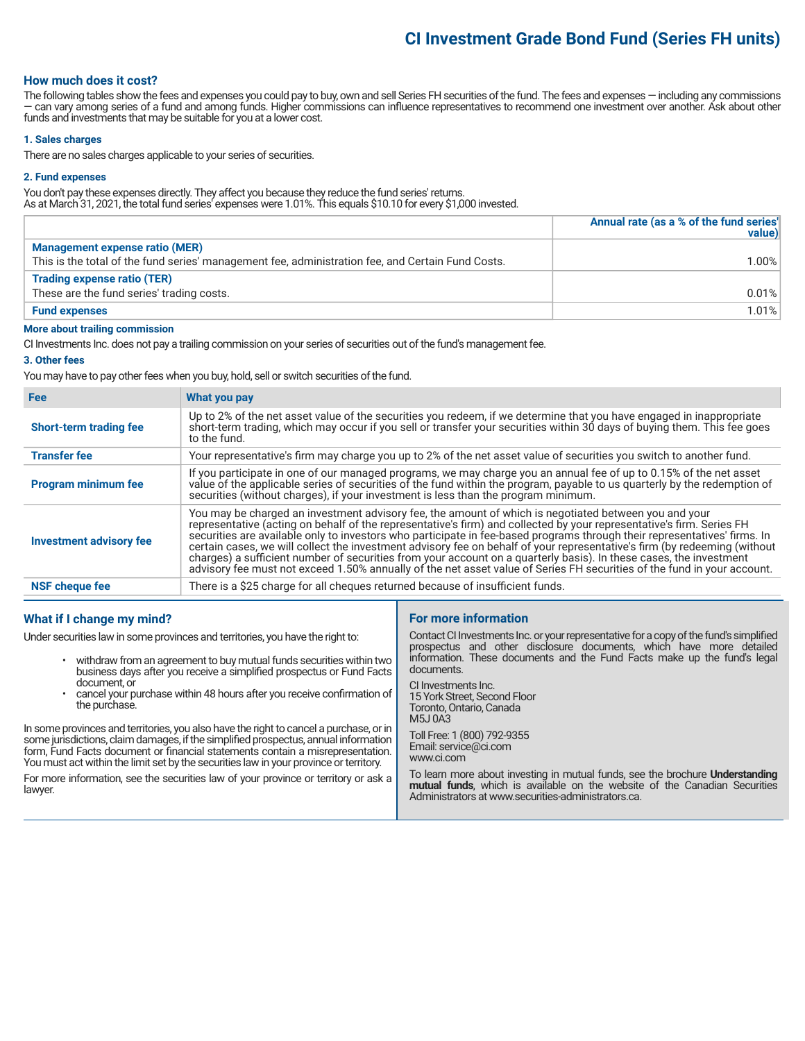# CI Investment Grade Bond Fund (Series FH units)

## How much does it cost?

The following tables show the fees and expenses you could pay to buy, own and sell Series FH securities of the fund. The fees and expenses — including any commissions — can vary among series of a fund and among funds. Higher commissions can influence representatives to recommend one investment over another. Ask about other funds and investments that may be suitable for you at a lower cost.

### 1. Sales charges

There are no sales charges applicable to your series of securities.

### 2. Fund expenses

You don't pay these expenses directly. They affect you because they reduce the fund series' returns.
As at March 31, 2021, the total fund series' expenses were 1.01%. This equals $10.10 for every $1,000 invested.

| | Annual rate (as a % of the fund series' value) |
|---|---|
| **Management expense ratio (MER)**<br>This is the total of the fund series' management fee, administration fee, and Certain Fund Costs. | 1.00% |
| **Trading expense ratio (TER)**<br>These are the fund series' trading costs. | 0.01% |
| **Fund expenses** | 1.01% |

#### More about trailing commission

CI Investments Inc. does not pay a trailing commission on your series of securities out of the fund's management fee.

### 3. Other fees

You may have to pay other fees when you buy, hold, sell or switch securities of the fund.

| Fee | What you pay |
|---|---|
| **Short-term trading fee** | Up to 2% of the net asset value of the securities you redeem, if we determine that you have engaged in inappropriate short-term trading, which may occur if you sell or transfer your securities within 30 days of buying them. This fee goes to the fund. |
| **Transfer fee** | Your representative's firm may charge you up to 2% of the net asset value of securities you switch to another fund. |
| **Program minimum fee** | If you participate in one of our managed programs, we may charge you an annual fee of up to 0.15% of the net asset value of the applicable series of securities of the fund within the program, payable to us quarterly by the redemption of securities (without charges), if your investment is less than the program minimum. |
| **Investment advisory fee** | You may be charged an investment advisory fee, the amount of which is negotiated between you and your representative (acting on behalf of the representative's firm) and collected by your representative's firm. Series FH securities are available only to investors who participate in fee-based programs through their representatives' firms. In certain cases, we will collect the investment advisory fee on behalf of your representative's firm (by redeeming (without charges) a sufficient number of securities from your account on a quarterly basis). In these cases, the investment advisory fee must not exceed 1.50% annually of the net asset value of Series FH securities of the fund in your account. |
| **NSF cheque fee** | There is a $25 charge for all cheques returned because of insufficient funds. |

## What if I change my mind?

Under securities law in some provinces and territories, you have the right to:

- withdraw from an agreement to buy mutual funds securities within two business days after you receive a simplified prospectus or Fund Facts document, or
- cancel your purchase within 48 hours after you receive confirmation of the purchase.

In some provinces and territories, you also have the right to cancel a purchase, or in some jurisdictions, claim damages, if the simplified prospectus, annual information form, Fund Facts document or financial statements contain a misrepresentation. You must act within the limit set by the securities law in your province or territory.

For more information, see the securities law of your province or territory or ask a lawyer.

## For more information

Contact CI Investments Inc. or your representative for a copy of the fund's simplified prospectus and other disclosure documents, which have more detailed information. These documents and the Fund Facts make up the fund's legal documents.

CI Investments Inc.
15 York Street, Second Floor
Toronto, Ontario, Canada
M5J 0A3

Toll Free: 1 (800) 792-9355
Email: service@ci.com
www.ci.com

To learn more about investing in mutual funds, see the brochure **Understanding mutual funds**, which is available on the website of the Canadian Securities Administrators at www.securities-administrators.ca.